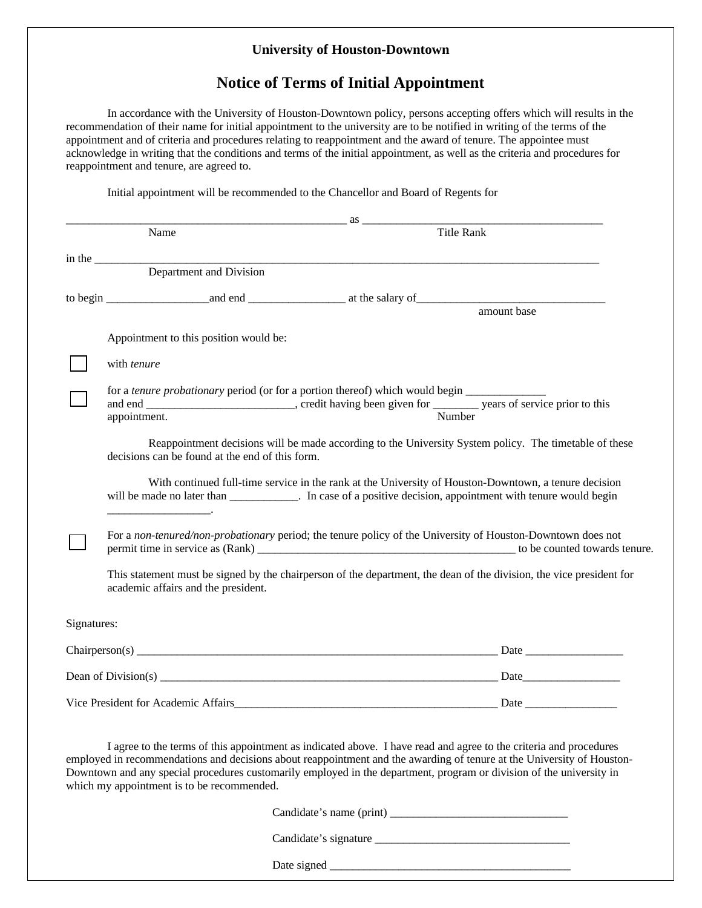**University of Houston-Downtown**

# Notice of Terms of Initial Appointment

In accordance with the University of Houston-Downtown policy, persons accepting offers which will results in the recommendation of their name for initial appointment to the university are to be notified in writing of the terms of the appointment and of criteria and procedures relating to reappointment and the award of tenure. The appointee must acknowledge in writing that the conditions and terms of the initial appointment, as well as the criteria and procedures for reappointment and tenure, are agreed to.

Initial appointment will be recommended to the Chancellor and Board of Regents for

_________________________________________________ as _________________________________________

Name                                                                                    Title Rank

in the ___________________________________________________________________________________________

Department and Division

to begin __________________and end _________________ at the salary of_________________________________

amount base

Appointment to this position would be:

☐ with *tenure*

☐ for a *tenure probationary* period (or for a portion thereof) which would begin ______________ and end __________________________, credit having been given for ________ years of service prior to this appointment.                                                    Number

Reappointment decisions will be made according to the University System policy. The timetable of these decisions can be found at the end of this form.

With continued full-time service in the rank at the University of Houston-Downtown, a tenure decision will be made no later than ____________. In case of a positive decision, appointment with tenure would begin __________________.

☐ For a *non-tenured/non-probationary* period; the tenure policy of the University of Houston-Downtown does not permit time in service as (Rank) ______________________________________________ to be counted towards tenure.

This statement must be signed by the chairperson of the department, the dean of the division, the vice president for academic affairs and the president.

Signatures:

Chairperson(s) ___________________________________________________________________ Date _________________

Dean of Division(s) _______________________________________________________________ Date_________________

Vice President for Academic Affairs_______________________________________________ Date ________________

I agree to the terms of this appointment as indicated above. I have read and agree to the criteria and procedures employed in recommendations and decisions about reappointment and the awarding of tenure at the University of Houston-Downtown and any special procedures customarily employed in the department, program or division of the university in which my appointment is to be recommended.

Candidate's name (print) _______________________________

Candidate's signature __________________________________

Date signed __________________________________________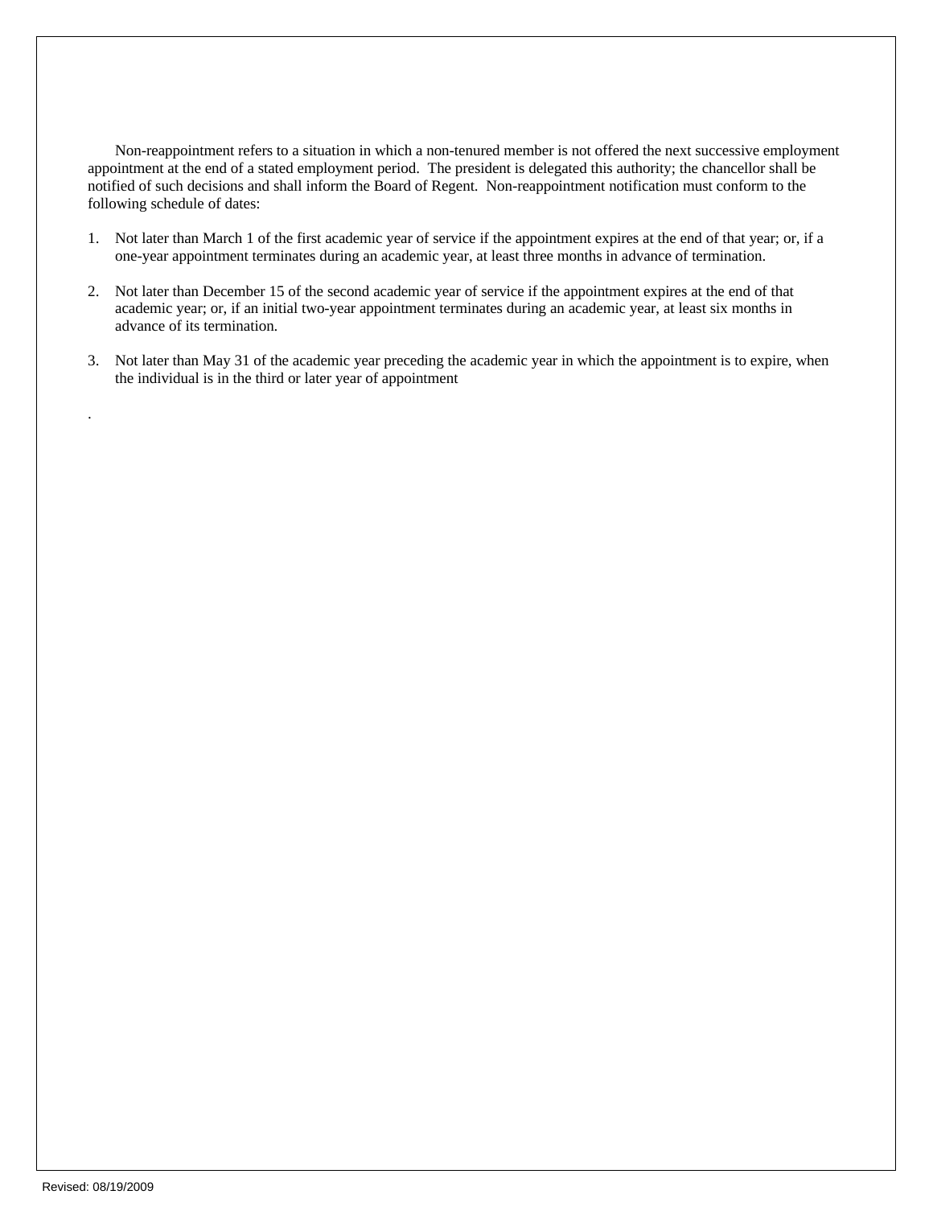Non-reappointment refers to a situation in which a non-tenured member is not offered the next successive employment appointment at the end of a stated employment period. The president is delegated this authority; the chancellor shall be notified of such decisions and shall inform the Board of Regent. Non-reappointment notification must conform to the following schedule of dates:

1. Not later than March 1 of the first academic year of service if the appointment expires at the end of that year; or, if a one-year appointment terminates during an academic year, at least three months in advance of termination.

2. Not later than December 15 of the second academic year of service if the appointment expires at the end of that academic year; or, if an initial two-year appointment terminates during an academic year, at least six months in advance of its termination.

3. Not later than May 31 of the academic year preceding the academic year in which the appointment is to expire, when the individual is in the third or later year of appointment

.

Revised: 08/19/2009